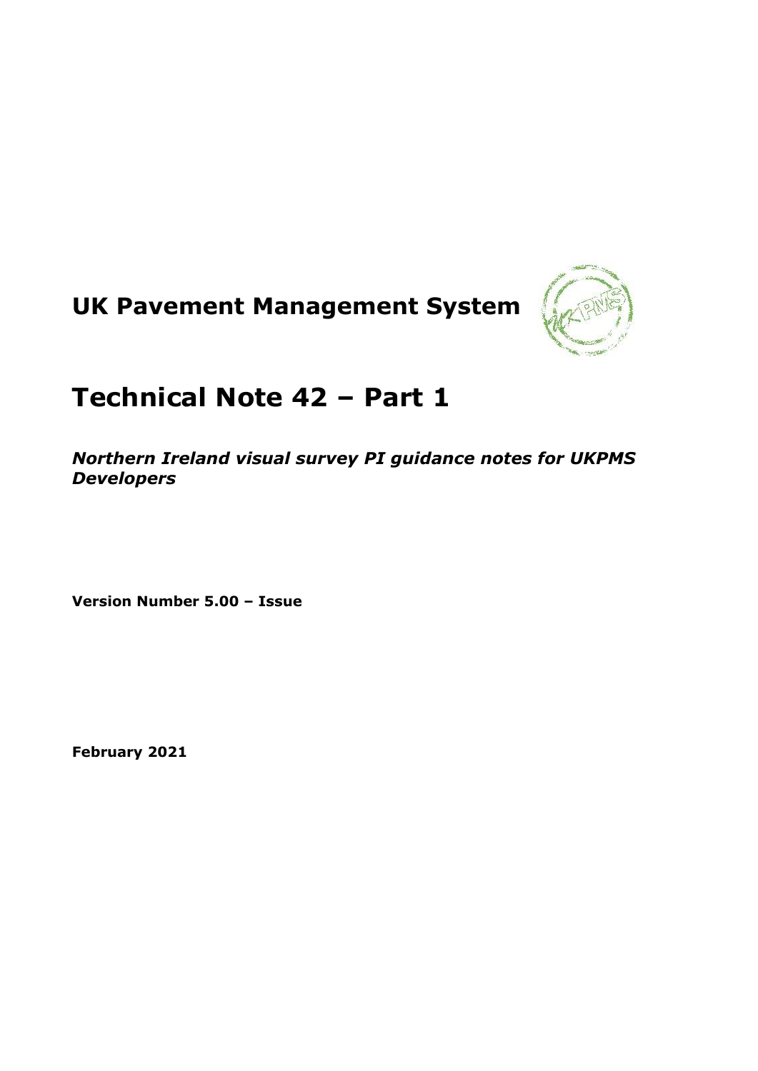# UK Pavement Management System

# Technical Note 42 – Part 1

***Northern Ireland visual survey PI guidance notes for UKPMS Developers***

**Version Number 5.00 – Issue**

**February 2021**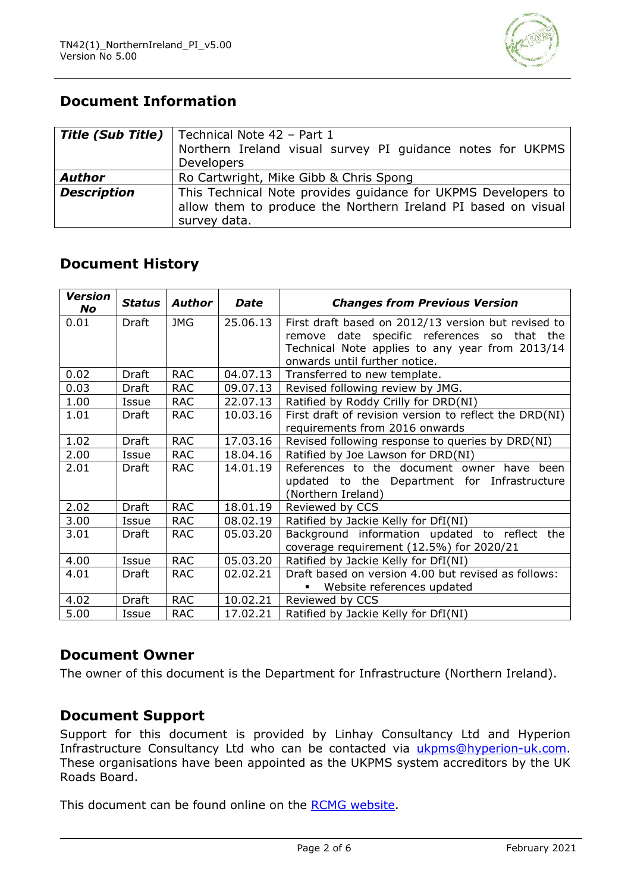## Document Information

| **Title (Sub Title)** | Technical Note 42 – Part 1<br>Northern Ireland visual survey PI guidance notes for UKPMS Developers |
|---|---|
| **Author** | Ro Cartwright, Mike Gibb & Chris Spong |
| **Description** | This Technical Note provides guidance for UKPMS Developers to allow them to produce the Northern Ireland PI based on visual survey data. |

## Document History

| *Version No* | *Status* | *Author* | *Date* | *Changes from Previous Version* |
|---|---|---|---|---|
| 0.01 | Draft | JMG | 25.06.13 | First draft based on 2012/13 version but revised to remove date specific references so that the Technical Note applies to any year from 2013/14 onwards until further notice. |
| 0.02 | Draft | RAC | 04.07.13 | Transferred to new template. |
| 0.03 | Draft | RAC | 09.07.13 | Revised following review by JMG. |
| 1.00 | Issue | RAC | 22.07.13 | Ratified by Roddy Crilly for DRD(NI) |
| 1.01 | Draft | RAC | 10.03.16 | First draft of revision version to reflect the DRD(NI) requirements from 2016 onwards |
| 1.02 | Draft | RAC | 17.03.16 | Revised following response to queries by DRD(NI) |
| 2.00 | Issue | RAC | 18.04.16 | Ratified by Joe Lawson for DRD(NI) |
| 2.01 | Draft | RAC | 14.01.19 | References to the document owner have been updated to the Department for Infrastructure (Northern Ireland) |
| 2.02 | Draft | RAC | 18.01.19 | Reviewed by CCS |
| 3.00 | Issue | RAC | 08.02.19 | Ratified by Jackie Kelly for DfI(NI) |
| 3.01 | Draft | RAC | 05.03.20 | Background information updated to reflect the coverage requirement (12.5%) for 2020/21 |
| 4.00 | Issue | RAC | 05.03.20 | Ratified by Jackie Kelly for DfI(NI) |
| 4.01 | Draft | RAC | 02.02.21 | Draft based on version 4.00 but revised as follows:<br>▪ Website references updated |
| 4.02 | Draft | RAC | 10.02.21 | Reviewed by CCS |
| 5.00 | Issue | RAC | 17.02.21 | Ratified by Jackie Kelly for DfI(NI) |

## Document Owner

The owner of this document is the Department for Infrastructure (Northern Ireland).

## Document Support

Support for this document is provided by Linhay Consultancy Ltd and Hyperion Infrastructure Consultancy Ltd who can be contacted via ukpms@hyperion-uk.com. These organisations have been appointed as the UKPMS system accreditors by the UK Roads Board.

This document can be found online on the RCMG website.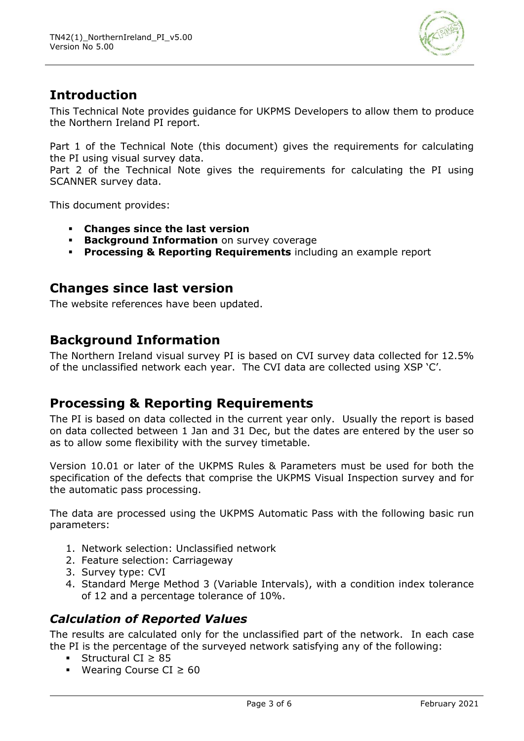## Introduction

This Technical Note provides guidance for UKPMS Developers to allow them to produce the Northern Ireland PI report.

Part 1 of the Technical Note (this document) gives the requirements for calculating the PI using visual survey data.
Part 2 of the Technical Note gives the requirements for calculating the PI using SCANNER survey data.

This document provides:

- **Changes since the last version**
- **Background Information** on survey coverage
- **Processing & Reporting Requirements** including an example report

## Changes since last version

The website references have been updated.

## Background Information

The Northern Ireland visual survey PI is based on CVI survey data collected for 12.5% of the unclassified network each year. The CVI data are collected using XSP 'C'.

## Processing & Reporting Requirements

The PI is based on data collected in the current year only. Usually the report is based on data collected between 1 Jan and 31 Dec, but the dates are entered by the user so as to allow some flexibility with the survey timetable.

Version 10.01 or later of the UKPMS Rules & Parameters must be used for both the specification of the defects that comprise the UKPMS Visual Inspection survey and for the automatic pass processing.

The data are processed using the UKPMS Automatic Pass with the following basic run parameters:

1. Network selection: Unclassified network
2. Feature selection: Carriageway
3. Survey type: CVI
4. Standard Merge Method 3 (Variable Intervals), with a condition index tolerance of 12 and a percentage tolerance of 10%.

### *Calculation of Reported Values*

The results are calculated only for the unclassified part of the network. In each case the PI is the percentage of the surveyed network satisfying any of the following:

- Structural CI $\geq 85$
- Wearing Course CI $\geq 60$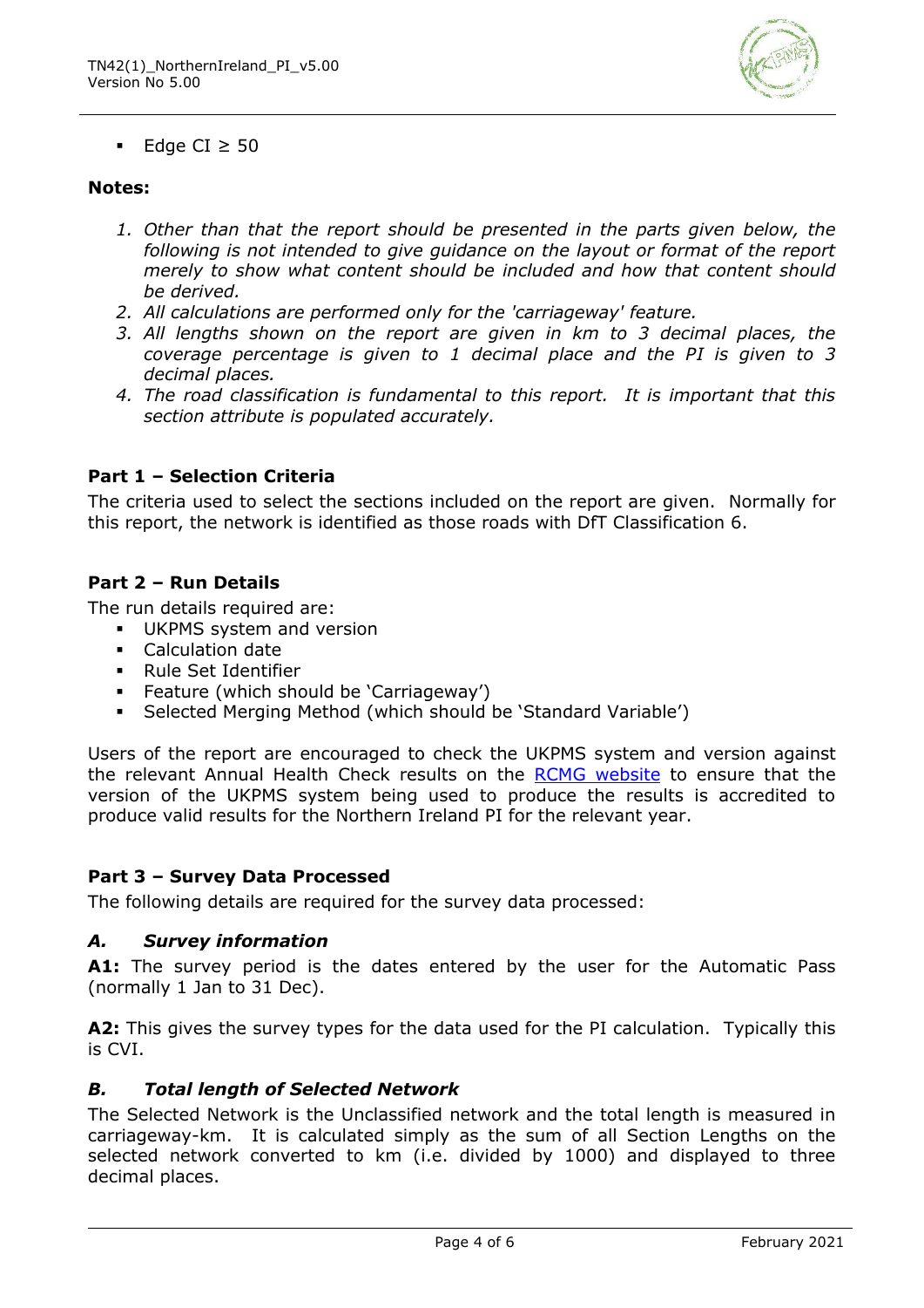- Edge CI ≥ 50

**Notes:**

1. *Other than that the report should be presented in the parts given below, the following is not intended to give guidance on the layout or format of the report merely to show what content should be included and how that content should be derived.*
2. *All calculations are performed only for the 'carriageway' feature.*
3. *All lengths shown on the report are given in km to 3 decimal places, the coverage percentage is given to 1 decimal place and the PI is given to 3 decimal places.*
4. *The road classification is fundamental to this report. It is important that this section attribute is populated accurately.*

### Part 1 – Selection Criteria

The criteria used to select the sections included on the report are given. Normally for this report, the network is identified as those roads with DfT Classification 6.

### Part 2 – Run Details

The run details required are:

- UKPMS system and version
- Calculation date
- Rule Set Identifier
- Feature (which should be 'Carriageway')
- Selected Merging Method (which should be 'Standard Variable')

Users of the report are encouraged to check the UKPMS system and version against the relevant Annual Health Check results on the RCMG website to ensure that the version of the UKPMS system being used to produce the results is accredited to produce valid results for the Northern Ireland PI for the relevant year.

### Part 3 – Survey Data Processed

The following details are required for the survey data processed:

#### *A. Survey information*

**A1:** The survey period is the dates entered by the user for the Automatic Pass (normally 1 Jan to 31 Dec).

**A2:** This gives the survey types for the data used for the PI calculation. Typically this is CVI.

#### *B. Total length of Selected Network*

The Selected Network is the Unclassified network and the total length is measured in carriageway-km. It is calculated simply as the sum of all Section Lengths on the selected network converted to km (i.e. divided by 1000) and displayed to three decimal places.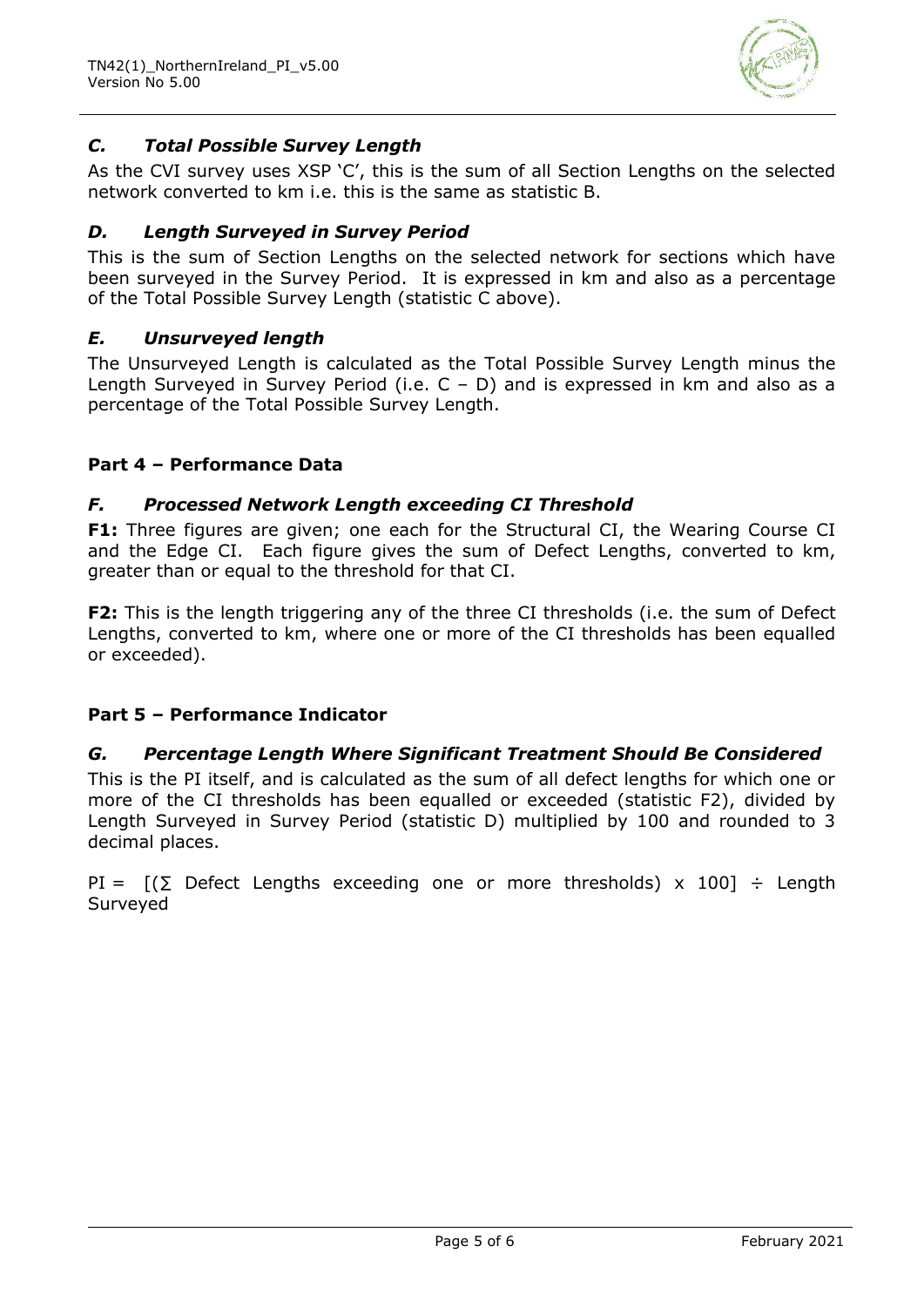### *C. Total Possible Survey Length*

As the CVI survey uses XSP 'C', this is the sum of all Section Lengths on the selected network converted to km i.e. this is the same as statistic B.

### *D. Length Surveyed in Survey Period*

This is the sum of Section Lengths on the selected network for sections which have been surveyed in the Survey Period. It is expressed in km and also as a percentage of the Total Possible Survey Length (statistic C above).

### *E. Unsurveyed length*

The Unsurveyed Length is calculated as the Total Possible Survey Length minus the Length Surveyed in Survey Period (i.e. C – D) and is expressed in km and also as a percentage of the Total Possible Survey Length.

## Part 4 – Performance Data

### *F. Processed Network Length exceeding CI Threshold*

**F1:** Three figures are given; one each for the Structural CI, the Wearing Course CI and the Edge CI. Each figure gives the sum of Defect Lengths, converted to km, greater than or equal to the threshold for that CI.

**F2:** This is the length triggering any of the three CI thresholds (i.e. the sum of Defect Lengths, converted to km, where one or more of the CI thresholds has been equalled or exceeded).

## Part 5 – Performance Indicator

### *G. Percentage Length Where Significant Treatment Should Be Considered*

This is the PI itself, and is calculated as the sum of all defect lengths for which one or more of the CI thresholds has been equalled or exceeded (statistic F2), divided by Length Surveyed in Survey Period (statistic D) multiplied by 100 and rounded to 3 decimal places.

PI = [(∑ Defect Lengths exceeding one or more thresholds) x 100] ÷ Length Surveyed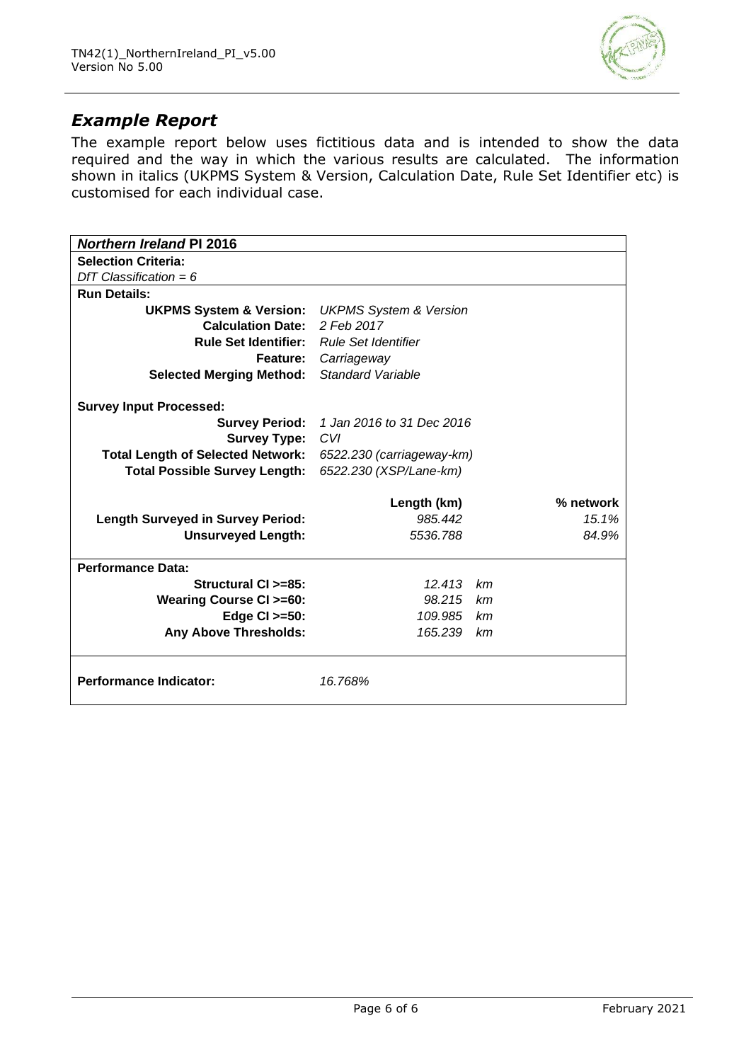## *Example Report*

The example report below uses fictitious data and is intended to show the data required and the way in which the various results are calculated. The information shown in italics (UKPMS System & Version, Calculation Date, Rule Set Identifier etc) is customised for each individual case.

| | | | |
|---|---|---|---|
| ***Northern Ireland* PI 2016** | | | |
| **Selection Criteria:** | | | |
| *DfT Classification = 6* | | | |
| **Run Details:** | | | |
| **UKPMS System & Version:** | *UKPMS System & Version* | | |
| **Calculation Date:** | *2 Feb 2017* | | |
| **Rule Set Identifier:** | *Rule Set Identifier* | | |
| **Feature:** | *Carriageway* | | |
| **Selected Merging Method:** | *Standard Variable* | | |
| **Survey Input Processed:** | | | |
| **Survey Period:** | *1 Jan 2016 to 31 Dec 2016* | | |
| **Survey Type:** | *CVI* | | |
| **Total Length of Selected Network:** | *6522.230 (carriageway-km)* | | |
| **Total Possible Survey Length:** | *6522.230 (XSP/Lane-km)* | | |
| | **Length (km)** | | **% network** |
| **Length Surveyed in Survey Period:** | *985.442* | | *15.1%* |
| **Unsurveyed Length:** | *5536.788* | | *84.9%* |
| **Performance Data:** | | | |
| **Structural CI >=85:** | *12.413* | *km* | |
| **Wearing Course CI >=60:** | *98.215* | *km* | |
| **Edge CI >=50:** | *109.985* | *km* | |
| **Any Above Thresholds:** | *165.239* | *km* | |
| **Performance Indicator:** | *16.768%* | | |